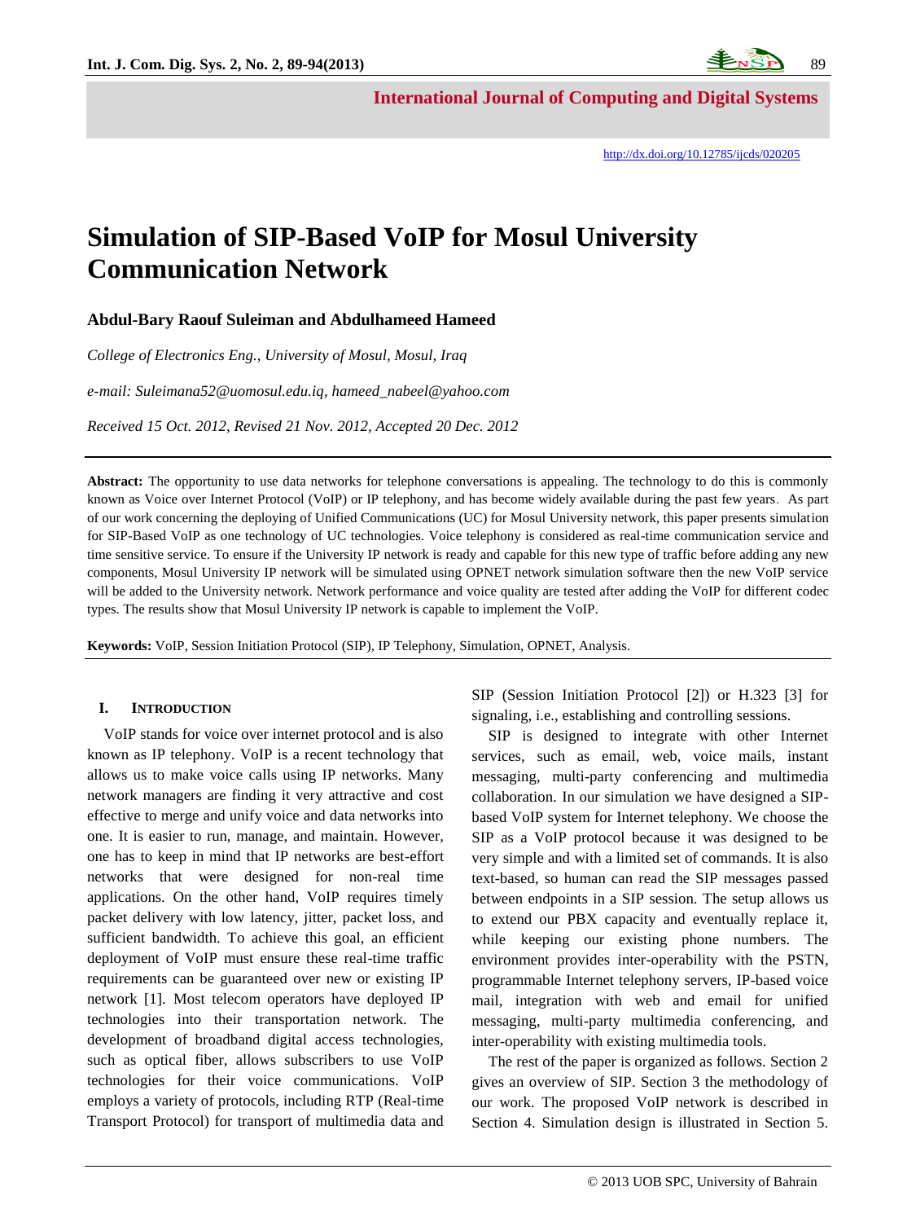http://dx.doi.org/10.12785/ijcds/020205

# Simulation of SIP-Based VoIP for Mosul University Communication Network

**Abdul-Bary Raouf Suleiman and Abdulhameed Hameed**

*College of Electronics Eng., University of Mosul, Mosul, Iraq*

*e-mail: Suleimana52@uomosul.edu.iq, hameed_nabeel@yahoo.com*

*Received 15 Oct. 2012, Revised 21 Nov. 2012, Accepted 20 Dec. 2012*

**Abstract:** The opportunity to use data networks for telephone conversations is appealing. The technology to do this is commonly known as Voice over Internet Protocol (VoIP) or IP telephony, and has become widely available during the past few years. As part of our work concerning the deploying of Unified Communications (UC) for Mosul University network, this paper presents simulation for SIP-Based VoIP as one technology of UC technologies. Voice telephony is considered as real-time communication service and time sensitive service. To ensure if the University IP network is ready and capable for this new type of traffic before adding any new components, Mosul University IP network will be simulated using OPNET network simulation software then the new VoIP service will be added to the University network. Network performance and voice quality are tested after adding the VoIP for different codec types. The results show that Mosul University IP network is capable to implement the VoIP.

**Keywords:** VoIP, Session Initiation Protocol (SIP), IP Telephony, Simulation, OPNET, Analysis.

## I. Introduction

VoIP stands for voice over internet protocol and is also known as IP telephony. VoIP is a recent technology that allows us to make voice calls using IP networks. Many network managers are finding it very attractive and cost effective to merge and unify voice and data networks into one. It is easier to run, manage, and maintain. However, one has to keep in mind that IP networks are best-effort networks that were designed for non-real time applications. On the other hand, VoIP requires timely packet delivery with low latency, jitter, packet loss, and sufficient bandwidth. To achieve this goal, an efficient deployment of VoIP must ensure these real-time traffic requirements can be guaranteed over new or existing IP network [1]. Most telecom operators have deployed IP technologies into their transportation network. The development of broadband digital access technologies, such as optical fiber, allows subscribers to use VoIP technologies for their voice communications. VoIP employs a variety of protocols, including RTP (Real-time Transport Protocol) for transport of multimedia data and SIP (Session Initiation Protocol [2]) or H.323 [3] for signaling, i.e., establishing and controlling sessions.

SIP is designed to integrate with other Internet services, such as email, web, voice mails, instant messaging, multi-party conferencing and multimedia collaboration. In our simulation we have designed a SIP-based VoIP system for Internet telephony. We choose the SIP as a VoIP protocol because it was designed to be very simple and with a limited set of commands. It is also text-based, so human can read the SIP messages passed between endpoints in a SIP session. The setup allows us to extend our PBX capacity and eventually replace it, while keeping our existing phone numbers. The environment provides inter-operability with the PSTN, programmable Internet telephony servers, IP-based voice mail, integration with web and email for unified messaging, multi-party multimedia conferencing, and inter-operability with existing multimedia tools.

The rest of the paper is organized as follows. Section 2 gives an overview of SIP. Section 3 the methodology of our work. The proposed VoIP network is described in Section 4. Simulation design is illustrated in Section 5.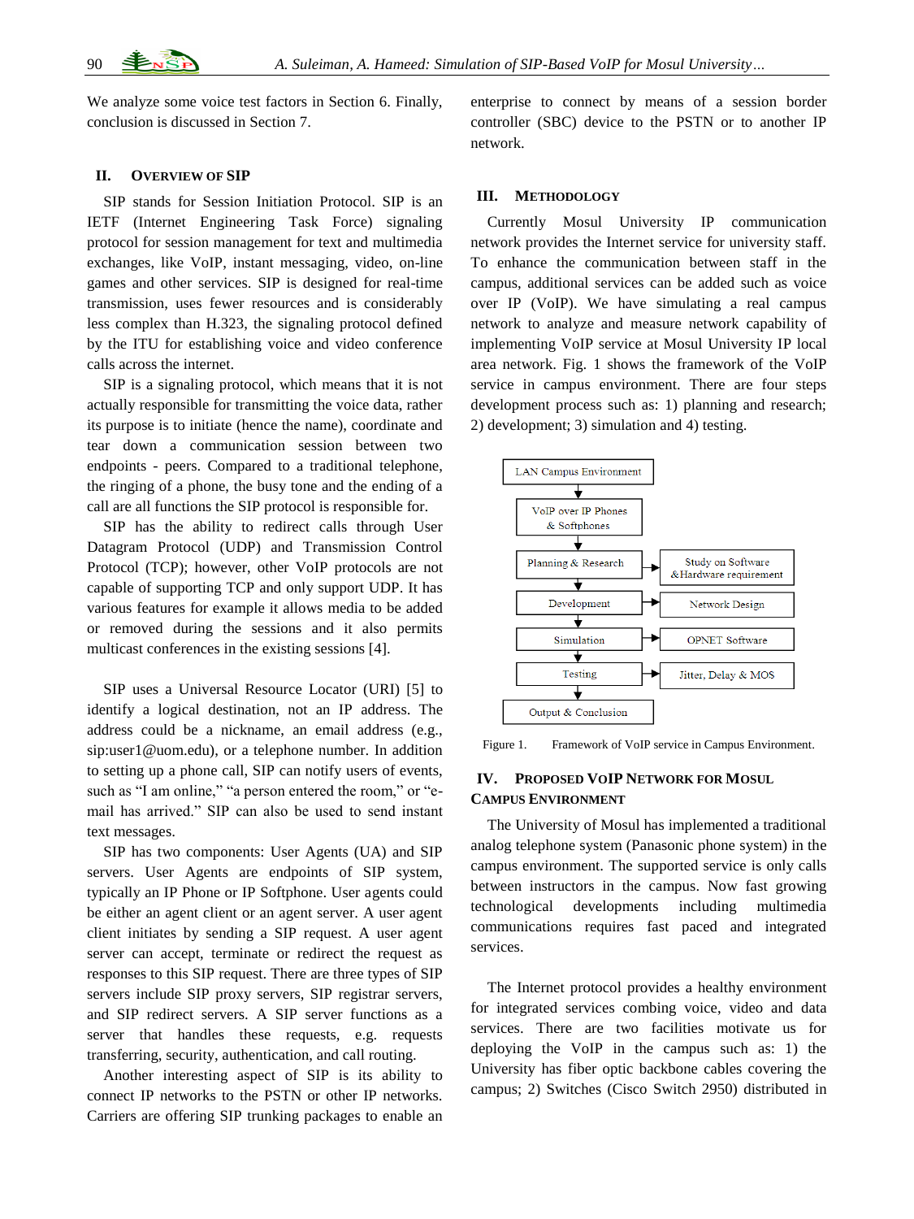We analyze some voice test factors in Section 6. Finally, conclusion is discussed in Section 7.

## II. Overview of SIP

SIP stands for Session Initiation Protocol. SIP is an IETF (Internet Engineering Task Force) signaling protocol for session management for text and multimedia exchanges, like VoIP, instant messaging, video, on-line games and other services. SIP is designed for real-time transmission, uses fewer resources and is considerably less complex than H.323, the signaling protocol defined by the ITU for establishing voice and video conference calls across the internet.

SIP is a signaling protocol, which means that it is not actually responsible for transmitting the voice data, rather its purpose is to initiate (hence the name), coordinate and tear down a communication session between two endpoints - peers. Compared to a traditional telephone, the ringing of a phone, the busy tone and the ending of a call are all functions the SIP protocol is responsible for.

SIP has the ability to redirect calls through User Datagram Protocol (UDP) and Transmission Control Protocol (TCP); however, other VoIP protocols are not capable of supporting TCP and only support UDP. It has various features for example it allows media to be added or removed during the sessions and it also permits multicast conferences in the existing sessions [4].

SIP uses a Universal Resource Locator (URI) [5] to identify a logical destination, not an IP address. The address could be a nickname, an email address (e.g., sip:user1@uom.edu), or a telephone number. In addition to setting up a phone call, SIP can notify users of events, such as "I am online," "a person entered the room," or "e-mail has arrived." SIP can also be used to send instant text messages.

SIP has two components: User Agents (UA) and SIP servers. User Agents are endpoints of SIP system, typically an IP Phone or IP Softphone. User agents could be either an agent client or an agent server. A user agent client initiates by sending a SIP request. A user agent server can accept, terminate or redirect the request as responses to this SIP request. There are three types of SIP servers include SIP proxy servers, SIP registrar servers, and SIP redirect servers. A SIP server functions as a server that handles these requests, e.g. requests transferring, security, authentication, and call routing.

Another interesting aspect of SIP is its ability to connect IP networks to the PSTN or other IP networks. Carriers are offering SIP trunking packages to enable an enterprise to connect by means of a session border controller (SBC) device to the PSTN or to another IP network.

## III. Methodology

Currently Mosul University IP communication network provides the Internet service for university staff. To enhance the communication between staff in the campus, additional services can be added such as voice over IP (VoIP). We have simulating a real campus network to analyze and measure network capability of implementing VoIP service at Mosul University IP local area network. Fig. 1 shows the framework of the VoIP service in campus environment. There are four steps development process such as: 1) planning and research; 2) development; 3) simulation and 4) testing.

LAN Campus Environment → VoIP over IP Phones & Softphones → Planning & Research (→ Study on Software & Hardware requirement) → Development (→ Network Design) → Simulation (→ OPNET Software) → Testing (→ Jitter, Delay & MOS) → Output & Conclusion

Figure 1. Framework of VoIP service in Campus Environment.

## IV. Proposed VoIP Network for Mosul Campus Environment

The University of Mosul has implemented a traditional analog telephone system (Panasonic phone system) in the campus environment. The supported service is only calls between instructors in the campus. Now fast growing technological developments including multimedia communications requires fast paced and integrated services.

The Internet protocol provides a healthy environment for integrated services combing voice, video and data services. There are two facilities motivate us for deploying the VoIP in the campus such as: 1) the University has fiber optic backbone cables covering the campus; 2) Switches (Cisco Switch 2950) distributed in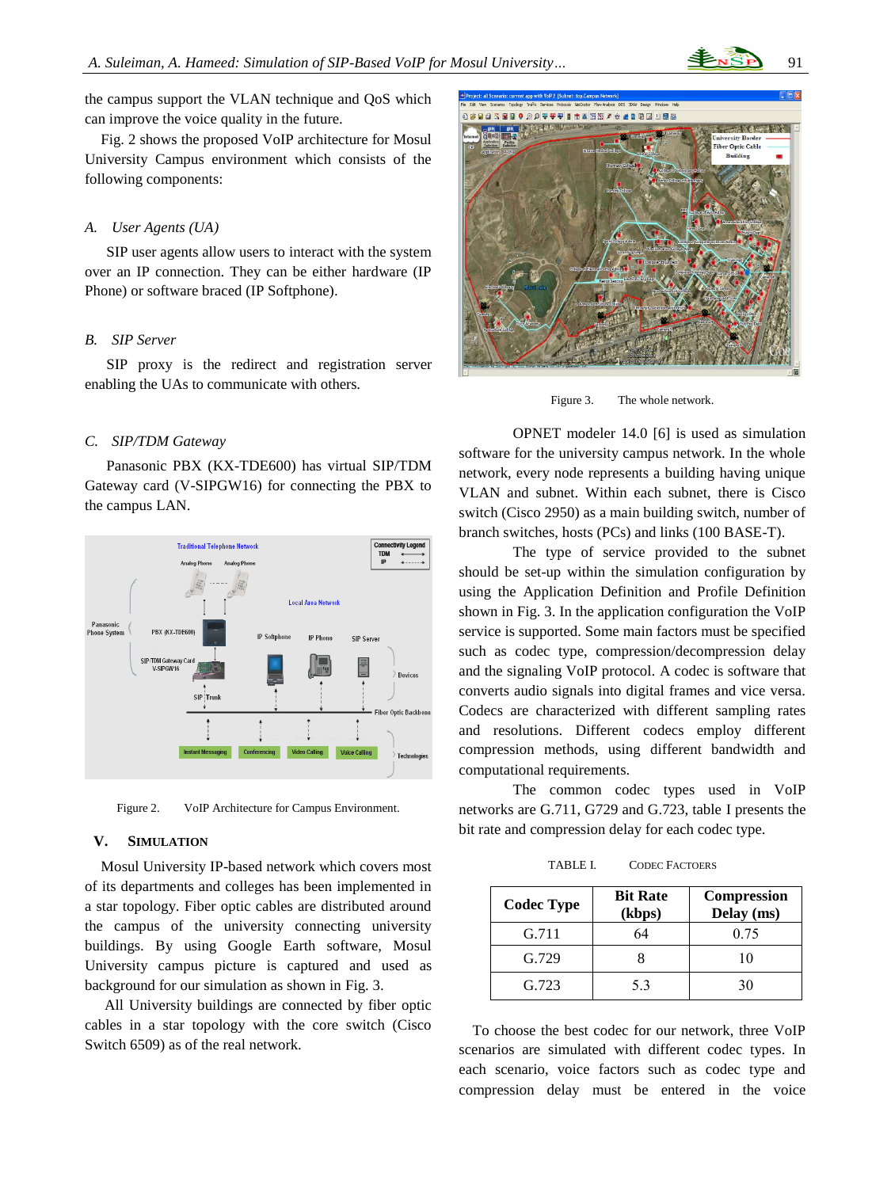the campus support the VLAN technique and QoS which can improve the voice quality in the future.

Fig. 2 shows the proposed VoIP architecture for Mosul University Campus environment which consists of the following components:

### A. *User Agents (UA)*

SIP user agents allow users to interact with the system over an IP connection. They can be either hardware (IP Phone) or software braced (IP Softphone).

### B. *SIP Server*

SIP proxy is the redirect and registration server enabling the UAs to communicate with others.

### C. *SIP/TDM Gateway*

Panasonic PBX (KX-TDE600) has virtual SIP/TDM Gateway card (V-SIPGW16) for connecting the PBX to the campus LAN.

Figure 2. VoIP Architecture for Campus Environment.

## V. SIMULATION

Mosul University IP-based network which covers most of its departments and colleges has been implemented in a star topology. Fiber optic cables are distributed around the campus of the university connecting university buildings. By using Google Earth software, Mosul University campus picture is captured and used as background for our simulation as shown in Fig. 3.

All University buildings are connected by fiber optic cables in a star topology with the core switch (Cisco Switch 6509) as of the real network.

Figure 3. The whole network.

OPNET modeler 14.0 [6] is used as simulation software for the university campus network. In the whole network, every node represents a building having unique VLAN and subnet. Within each subnet, there is Cisco switch (Cisco 2950) as a main building switch, number of branch switches, hosts (PCs) and links (100 BASE-T).

The type of service provided to the subnet should be set-up within the simulation configuration by using the Application Definition and Profile Definition shown in Fig. 3. In the application configuration the VoIP service is supported. Some main factors must be specified such as codec type, compression/decompression delay and the signaling VoIP protocol. A codec is software that converts audio signals into digital frames and vice versa. Codecs are characterized with different sampling rates and resolutions. Different codecs employ different compression methods, using different bandwidth and computational requirements.

The common codec types used in VoIP networks are G.711, G729 and G.723, table I presents the bit rate and compression delay for each codec type.

TABLE I. CODEC FACTORS

| Codec Type | Bit Rate (kbps) | Compression Delay (ms) |
|---|---|---|
| G.711 | 64 | 0.75 |
| G.729 | 8 | 10 |
| G.723 | 5.3 | 30 |

To choose the best codec for our network, three VoIP scenarios are simulated with different codec types. In each scenario, voice factors such as codec type and compression delay must be entered in the voice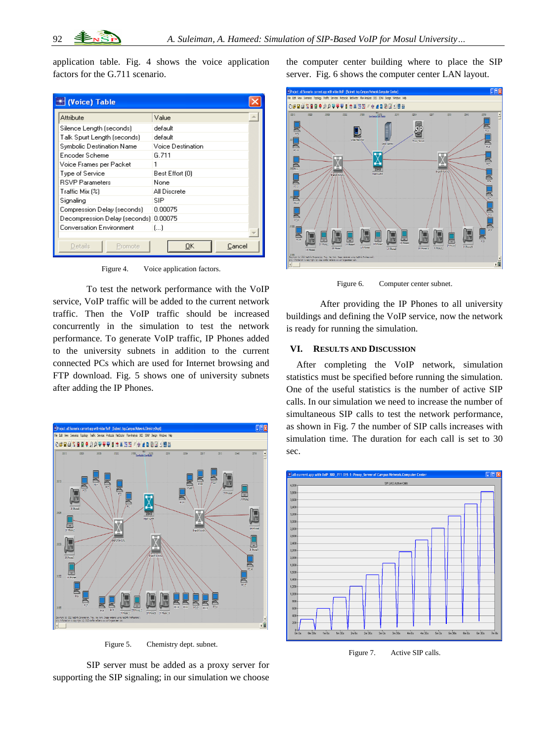application table. Fig. 4 shows the voice application factors for the G.711 scenario.

| Attribute | Value |
|---|---|
| Silence Length (seconds) | default |
| Talk Spurt Length (seconds) | default |
| Symbolic Destination Name | Voice Destination |
| Encoder Scheme | G.711 |
| Voice Frames per Packet | 1 |
| Type of Service | Best Effort (0) |
| RSVP Parameters | None |
| Traffic Mix (%) | All Discrete |
| Signaling | SIP |
| Compression Delay (seconds) | 0.00075 |
| Decompression Delay (seconds) | 0.00075 |
| Conversation Environment | (...) |

Figure 4. Voice application factors.

To test the network performance with the VoIP service, VoIP traffic will be added to the current network traffic. Then the VoIP traffic should be increased concurrently in the simulation to test the network performance. To generate VoIP traffic, IP Phones added to the university subnets in addition to the current connected PCs which are used for Internet browsing and FTP download. Fig. 5 shows one of university subnets after adding the IP Phones.

Figure 5. Chemistry dept. subnet.

SIP server must be added as a proxy server for supporting the SIP signaling; in our simulation we choose the computer center building where to place the SIP server. Fig. 6 shows the computer center LAN layout.

Figure 6. Computer center subnet.

After providing the IP Phones to all university buildings and defining the VoIP service, now the network is ready for running the simulation.

## VI. Results and Discussion

After completing the VoIP network, simulation statistics must be specified before running the simulation. One of the useful statistics is the number of active SIP calls. In our simulation we need to increase the number of simultaneous SIP calls to test the network performance, as shown in Fig. 7 the number of SIP calls increases with simulation time. The duration for each call is set to 30 sec.

Figure 7. Active SIP calls.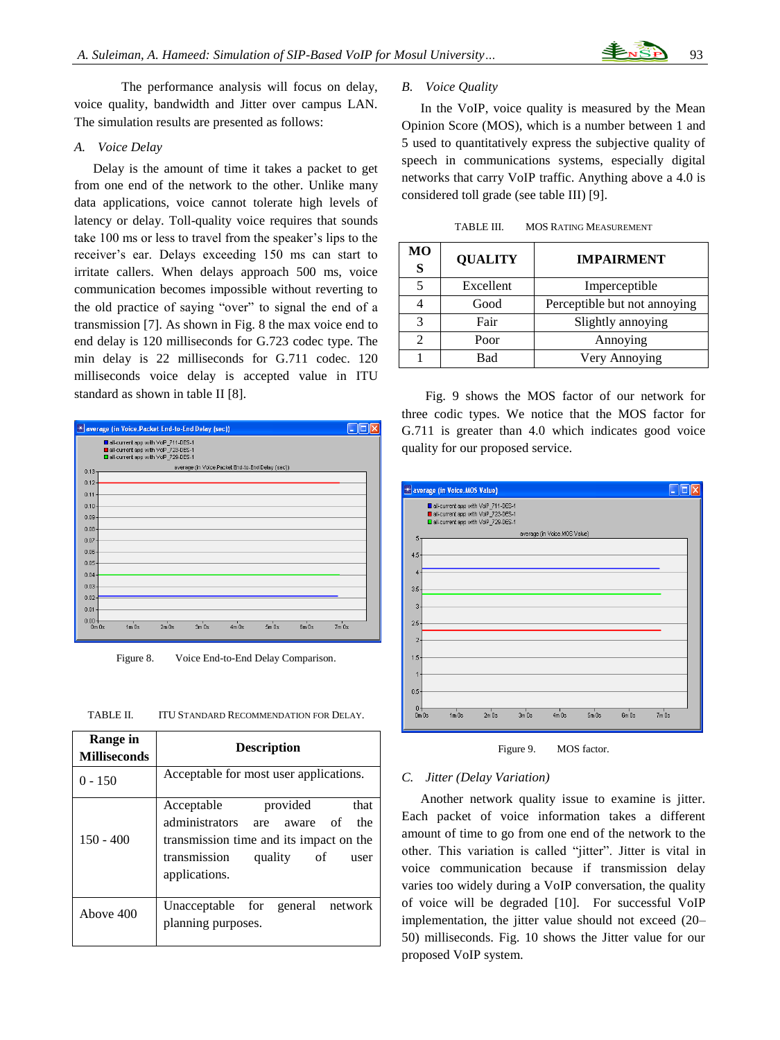The performance analysis will focus on delay, voice quality, bandwidth and Jitter over campus LAN. The simulation results are presented as follows:

### *A. Voice Delay*

Delay is the amount of time it takes a packet to get from one end of the network to the other. Unlike many data applications, voice cannot tolerate high levels of latency or delay. Toll-quality voice requires that sounds take 100 ms or less to travel from the speaker's lips to the receiver's ear. Delays exceeding 150 ms can start to irritate callers. When delays approach 500 ms, voice communication becomes impossible without reverting to the old practice of saying "over" to signal the end of a transmission [7]. As shown in Fig. 8 the max voice end to end delay is 120 milliseconds for G.723 codec type. The min delay is 22 milliseconds for G.711 codec. 120 milliseconds voice delay is accepted value in ITU standard as shown in table II [8].

Figure 8. Voice End-to-End Delay Comparison.

TABLE II. ITU STANDARD RECOMMENDATION FOR DELAY.

| Range in Milliseconds | Description |
|---|---|
| 0 - 150 | Acceptable for most user applications. |
| 150 - 400 | Acceptable provided that administrators are aware of the transmission time and its impact on the transmission quality of user applications. |
| Above 400 | Unacceptable for general network planning purposes. |

### *B. Voice Quality*

In the VoIP, voice quality is measured by the Mean Opinion Score (MOS), which is a number between 1 and 5 used to quantitatively express the subjective quality of speech in communications systems, especially digital networks that carry VoIP traffic. Anything above a 4.0 is considered toll grade (see table III) [9].

TABLE III. MOS RATING MEASUREMENT

| MOS | QUALITY | IMPAIRMENT |
|---|---|---|
| 5 | Excellent | Imperceptible |
| 4 | Good | Perceptible but not annoying |
| 3 | Fair | Slightly annoying |
| 2 | Poor | Annoying |
| 1 | Bad | Very Annoying |

Fig. 9 shows the MOS factor of our network for three codic types. We notice that the MOS factor for G.711 is greater than 4.0 which indicates good voice quality for our proposed service.

Figure 9. MOS factor.

### *C. Jitter (Delay Variation)*

Another network quality issue to examine is jitter. Each packet of voice information takes a different amount of time to go from one end of the network to the other. This variation is called "jitter". Jitter is vital in voice communication because if transmission delay varies too widely during a VoIP conversation, the quality of voice will be degraded [10]. For successful VoIP implementation, the jitter value should not exceed (20–50) milliseconds. Fig. 10 shows the Jitter value for our proposed VoIP system.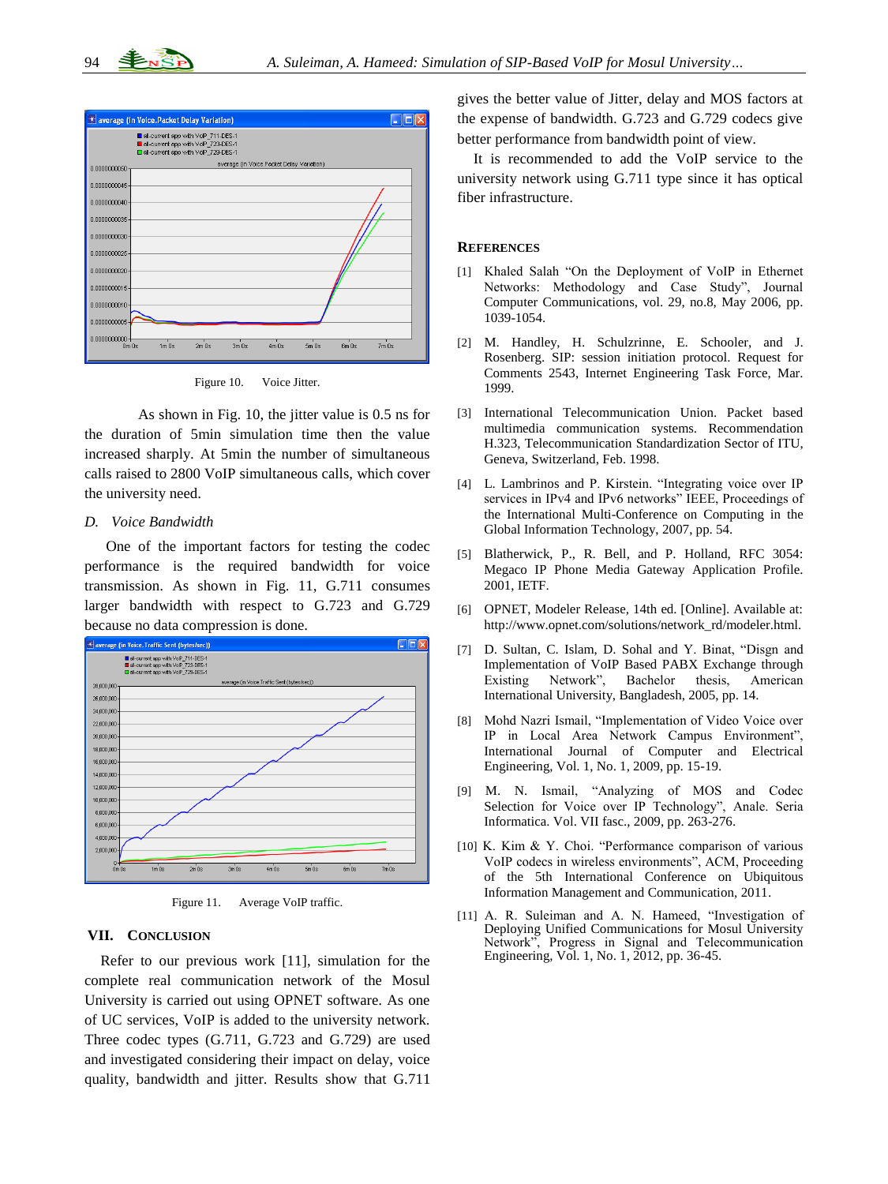average (in Voice.Packet Delay Variation)

all-current app with VoIP_711-DES-1
all-current app with VoIP_723-DES-1
all-current app with VoIP_729-DES-1

average (in Voice.Packet Delay Variation)

0.0000000050
0.0000000045
0.0000000040
0.0000000035
0.0000000030
0.0000000025
0.0000000020
0.0000000015
0.0000000010
0.0000000005
0.0000000000

0m 0s 1m 0s 2m 0s 3m 0s 4m 0s 5m 0s 6m 0s 7m 0s

Figure 10. Voice Jitter.

As shown in Fig. 10, the jitter value is 0.5 ns for the duration of 5min simulation time then the value increased sharply. At 5min the number of simultaneous calls raised to 2800 VoIP simultaneous calls, which cover the university need.

### D. *Voice Bandwidth*

One of the important factors for testing the codec performance is the required bandwidth for voice transmission. As shown in Fig. 11, G.711 consumes larger bandwidth with respect to G.723 and G.729 because no data compression is done.

average (in Voice.Traffic Sent (bytes/sec))

all-current app with VoIP_711-DES-1
all-current app with VoIP_723-DES-1
all-current app with VoIP_729-DES-1

average (in Voice.Traffic Sent (bytes/sec))

28,000,000
26,000,000
24,000,000
22,000,000
20,000,000
18,000,000
16,000,000
14,000,000
12,000,000
10,000,000
8,000,000
6,000,000
4,000,000
2,000,000
0

0m 0s 1m 0s 2m 0s 3m 0s 4m 0s 5m 0s 6m 0s 7m 0s

Figure 11. Average VoIP traffic.

## VII. Conclusion

Refer to our previous work [11], simulation for the complete real communication network of the Mosul University is carried out using OPNET software. As one of UC services, VoIP is added to the university network. Three codec types (G.711, G.723 and G.729) are used and investigated considering their impact on delay, voice quality, bandwidth and jitter. Results show that G.711 gives the better value of Jitter, delay and MOS factors at the expense of bandwidth. G.723 and G.729 codecs give better performance from bandwidth point of view.

It is recommended to add the VoIP service to the university network using G.711 type since it has optical fiber infrastructure.

## References

[1] Khaled Salah "On the Deployment of VoIP in Ethernet Networks: Methodology and Case Study", Journal Computer Communications, vol. 29, no.8, May 2006, pp. 1039-1054.

[2] M. Handley, H. Schulzrinne, E. Schooler, and J. Rosenberg. SIP: session initiation protocol. Request for Comments 2543, Internet Engineering Task Force, Mar. 1999.

[3] International Telecommunication Union. Packet based multimedia communication systems. Recommendation H.323, Telecommunication Standardization Sector of ITU, Geneva, Switzerland, Feb. 1998.

[4] L. Lambrinos and P. Kirstein. "Integrating voice over IP services in IPv4 and IPv6 networks" IEEE, Proceedings of the International Multi-Conference on Computing in the Global Information Technology, 2007, pp. 54.

[5] Blatherwick, P., R. Bell, and P. Holland, RFC 3054: Megaco IP Phone Media Gateway Application Profile. 2001, IETF.

[6] OPNET, Modeler Release, 14th ed. [Online]. Available at: http://www.opnet.com/solutions/network_rd/modeler.html.

[7] D. Sultan, C. Islam, D. Sohal and Y. Binat, "Disgn and Implementation of VoIP Based PABX Exchange through Existing Network", Bachelor thesis, American International University, Bangladesh, 2005, pp. 14.

[8] Mohd Nazri Ismail, "Implementation of Video Voice over IP in Local Area Network Campus Environment", International Journal of Computer and Electrical Engineering, Vol. 1, No. 1, 2009, pp. 15-19.

[9] M. N. Ismail, "Analyzing of MOS and Codec Selection for Voice over IP Technology", Anale. Seria Informatica. Vol. VII fasc., 2009, pp. 263-276.

[10] K. Kim & Y. Choi. "Performance comparison of various VoIP codecs in wireless environments", ACM, Proceeding of the 5th International Conference on Ubiquitous Information Management and Communication, 2011.

[11] A. R. Suleiman and A. N. Hameed, "Investigation of Deploying Unified Communications for Mosul University Network", Progress in Signal and Telecommunication Engineering, Vol. 1, No. 1, 2012, pp. 36-45.